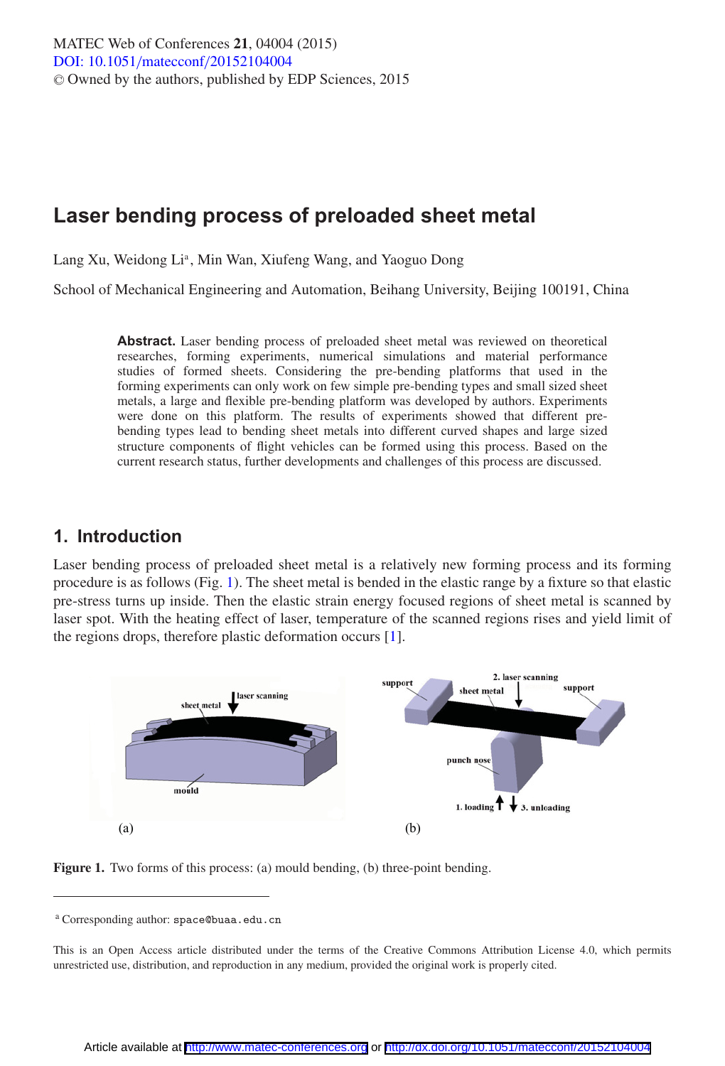# Laser bending process of preloaded sheet metal

Lang Xu, Weidong Li[a], Min Wan, Xiufeng Wang, and Yaoguo Dong

School of Mechanical Engineering and Automation, Beihang University, Beijing 100191, China

**Abstract.** Laser bending process of preloaded sheet metal was reviewed on theoretical researches, forming experiments, numerical simulations and material performance studies of formed sheets. Considering the pre-bending platforms that used in the forming experiments can only work on few simple pre-bending types and small sized sheet metals, a large and flexible pre-bending platform was developed by authors. Experiments were done on this platform. The results of experiments showed that different pre-bending types lead to bending sheet metals into different curved shapes and large sized structure components of flight vehicles can be formed using this process. Based on the current research status, further developments and challenges of this process are discussed.

## 1. Introduction

Laser bending process of preloaded sheet metal is a relatively new forming process and its forming procedure is as follows (Fig. 1). The sheet metal is bended in the elastic range by a fixture so that elastic pre-stress turns up inside. Then the elastic strain energy focused regions of sheet metal is scanned by laser spot. With the heating effect of laser, temperature of the scanned regions rises and yield limit of the regions drops, therefore plastic deformation occurs [1].

**Figure 1.** Two forms of this process: (a) mould bending, (b) three-point bending.

[a] Corresponding author: space@buaa.edu.cn

This is an Open Access article distributed under the terms of the Creative Commons Attribution License 4.0, which permits unrestricted use, distribution, and reproduction in any medium, provided the original work is properly cited.

Article available at http://www.matec-conferences.org or http://dx.doi.org/10.1051/matecconf/20152104004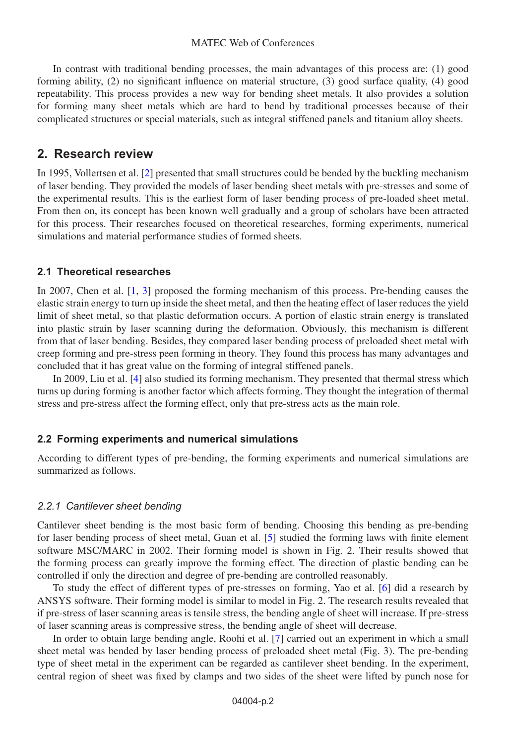In contrast with traditional bending processes, the main advantages of this process are: (1) good forming ability, (2) no significant influence on material structure, (3) good surface quality, (4) good repeatability. This process provides a new way for bending sheet metals. It also provides a solution for forming many sheet metals which are hard to bend by traditional processes because of their complicated structures or special materials, such as integral stiffened panels and titanium alloy sheets.

## 2. Research review

In 1995, Vollertsen et al. [2] presented that small structures could be bended by the buckling mechanism of laser bending. They provided the models of laser bending sheet metals with pre-stresses and some of the experimental results. This is the earliest form of laser bending process of pre-loaded sheet metal. From then on, its concept has been known well gradually and a group of scholars have been attracted for this process. Their researches focused on theoretical researches, forming experiments, numerical simulations and material performance studies of formed sheets.

### 2.1 Theoretical researches

In 2007, Chen et al. [1, 3] proposed the forming mechanism of this process. Pre-bending causes the elastic strain energy to turn up inside the sheet metal, and then the heating effect of laser reduces the yield limit of sheet metal, so that plastic deformation occurs. A portion of elastic strain energy is translated into plastic strain by laser scanning during the deformation. Obviously, this mechanism is different from that of laser bending. Besides, they compared laser bending process of preloaded sheet metal with creep forming and pre-stress peen forming in theory. They found this process has many advantages and concluded that it has great value on the forming of integral stiffened panels.

In 2009, Liu et al. [4] also studied its forming mechanism. They presented that thermal stress which turns up during forming is another factor which affects forming. They thought the integration of thermal stress and pre-stress affect the forming effect, only that pre-stress acts as the main role.

### 2.2 Forming experiments and numerical simulations

According to different types of pre-bending, the forming experiments and numerical simulations are summarized as follows.

#### *2.2.1 Cantilever sheet bending*

Cantilever sheet bending is the most basic form of bending. Choosing this bending as pre-bending for laser bending process of sheet metal, Guan et al. [5] studied the forming laws with finite element software MSC/MARC in 2002. Their forming model is shown in Fig. 2. Their results showed that the forming process can greatly improve the forming effect. The direction of plastic bending can be controlled if only the direction and degree of pre-bending are controlled reasonably.

To study the effect of different types of pre-stresses on forming, Yao et al. [6] did a research by ANSYS software. Their forming model is similar to model in Fig. 2. The research results revealed that if pre-stress of laser scanning areas is tensile stress, the bending angle of sheet will increase. If pre-stress of laser scanning areas is compressive stress, the bending angle of sheet will decrease.

In order to obtain large bending angle, Roohi et al. [7] carried out an experiment in which a small sheet metal was bended by laser bending process of preloaded sheet metal (Fig. 3). The pre-bending type of sheet metal in the experiment can be regarded as cantilever sheet bending. In the experiment, central region of sheet was fixed by clamps and two sides of the sheet were lifted by punch nose for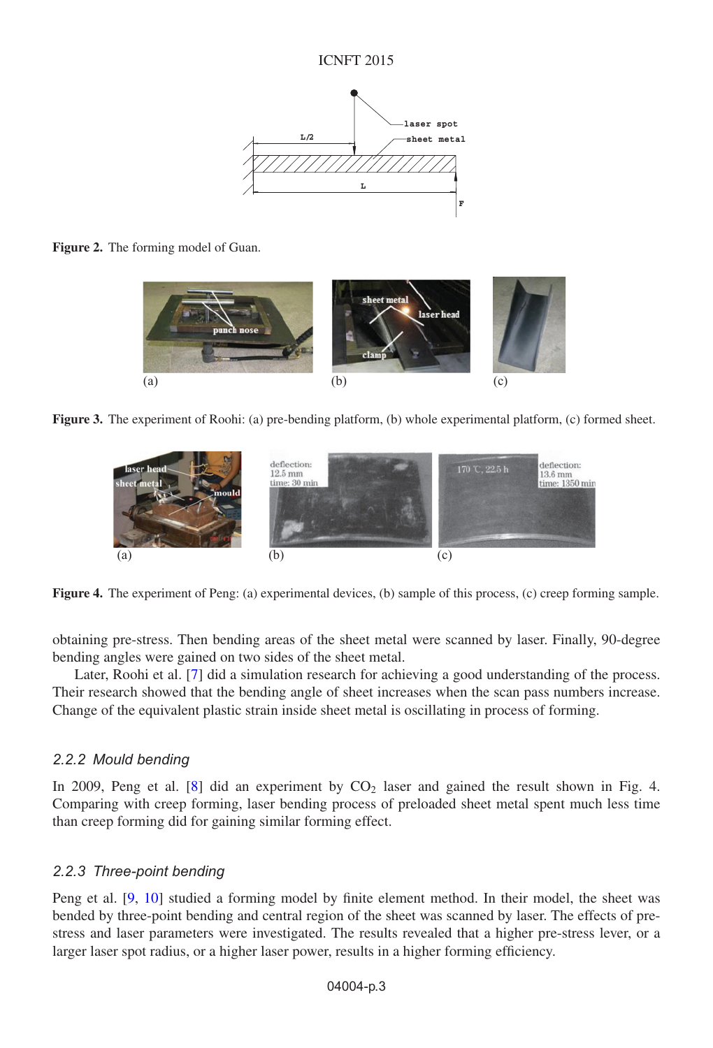Figure 2. The forming model of Guan.

Figure 3. The experiment of Roohi: (a) pre-bending platform, (b) whole experimental platform, (c) formed sheet.

Figure 4. The experiment of Peng: (a) experimental devices, (b) sample of this process, (c) creep forming sample.

obtaining pre-stress. Then bending areas of the sheet metal were scanned by laser. Finally, 90-degree bending angles were gained on two sides of the sheet metal.

Later, Roohi et al. [7] did a simulation research for achieving a good understanding of the process. Their research showed that the bending angle of sheet increases when the scan pass numbers increase. Change of the equivalent plastic strain inside sheet metal is oscillating in process of forming.

### 2.2.2 Mould bending

In 2009, Peng et al. [8] did an experiment by $CO_2$ laser and gained the result shown in Fig. 4. Comparing with creep forming, laser bending process of preloaded sheet metal spent much less time than creep forming did for gaining similar forming effect.

### 2.2.3 Three-point bending

Peng et al. [9, 10] studied a forming model by finite element method. In their model, the sheet was bended by three-point bending and central region of the sheet was scanned by laser. The effects of pre-stress and laser parameters were investigated. The results revealed that a higher pre-stress lever, or a larger laser spot radius, or a higher laser power, results in a higher forming efficiency.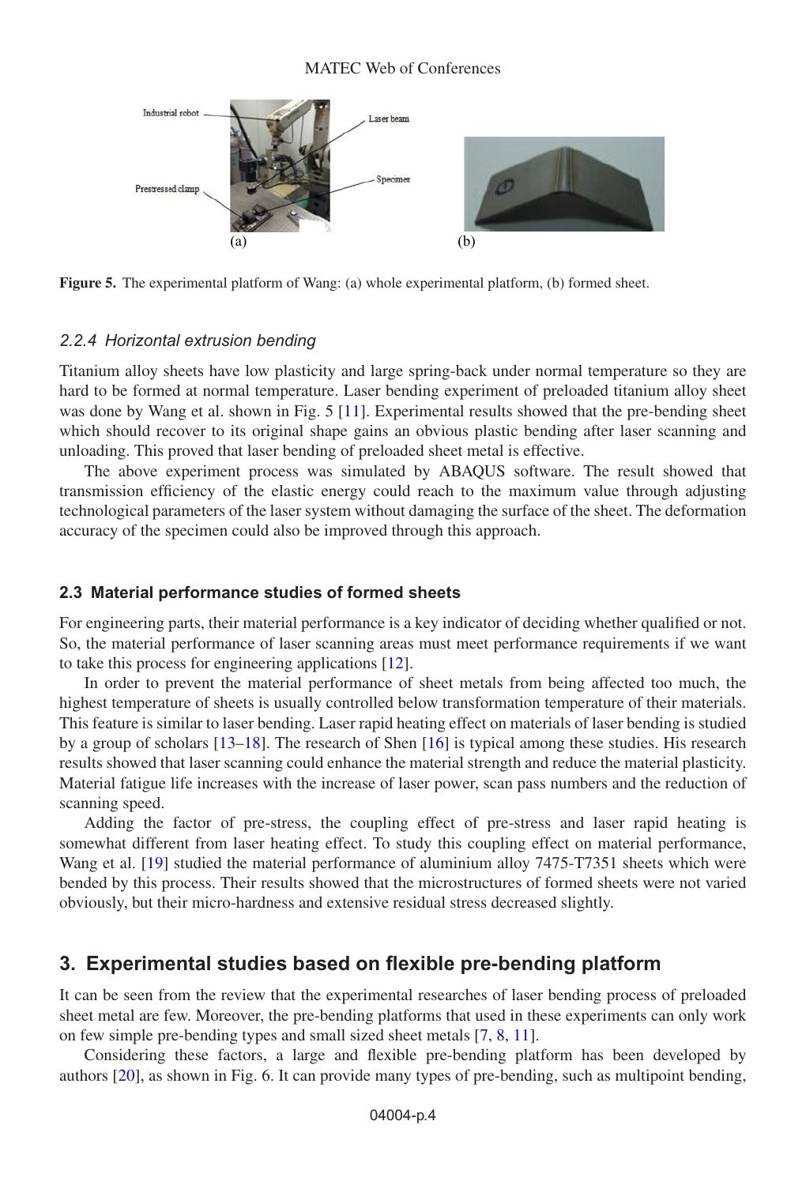Figure 5. The experimental platform of Wang: (a) whole experimental platform, (b) formed sheet.

### 2.2.4 Horizontal extrusion bending

Titanium alloy sheets have low plasticity and large spring-back under normal temperature so they are hard to be formed at normal temperature. Laser bending experiment of preloaded titanium alloy sheet was done by Wang et al. shown in Fig. 5 [11]. Experimental results showed that the pre-bending sheet which should recover to its original shape gains an obvious plastic bending after laser scanning and unloading. This proved that laser bending of preloaded sheet metal is effective.

The above experiment process was simulated by ABAQUS software. The result showed that transmission efficiency of the elastic energy could reach to the maximum value through adjusting technological parameters of the laser system without damaging the surface of the sheet. The deformation accuracy of the specimen could also be improved through this approach.

### 2.3 Material performance studies of formed sheets

For engineering parts, their material performance is a key indicator of deciding whether qualified or not. So, the material performance of laser scanning areas must meet performance requirements if we want to take this process for engineering applications [12].

In order to prevent the material performance of sheet metals from being affected too much, the highest temperature of sheets is usually controlled below transformation temperature of their materials. This feature is similar to laser bending. Laser rapid heating effect on materials of laser bending is studied by a group of scholars [13–18]. The research of Shen [16] is typical among these studies. His research results showed that laser scanning could enhance the material strength and reduce the material plasticity. Material fatigue life increases with the increase of laser power, scan pass numbers and the reduction of scanning speed.

Adding the factor of pre-stress, the coupling effect of pre-stress and laser rapid heating is somewhat different from laser heating effect. To study this coupling effect on material performance, Wang et al. [19] studied the material performance of aluminium alloy 7475-T7351 sheets which were bended by this process. Their results showed that the microstructures of formed sheets were not varied obviously, but their micro-hardness and extensive residual stress decreased slightly.

## 3. Experimental studies based on flexible pre-bending platform

It can be seen from the review that the experimental researches of laser bending process of preloaded sheet metal are few. Moreover, the pre-bending platforms that used in these experiments can only work on few simple pre-bending types and small sized sheet metals [7, 8, 11].

Considering these factors, a large and flexible pre-bending platform has been developed by authors [20], as shown in Fig. 6. It can provide many types of pre-bending, such as multipoint bending,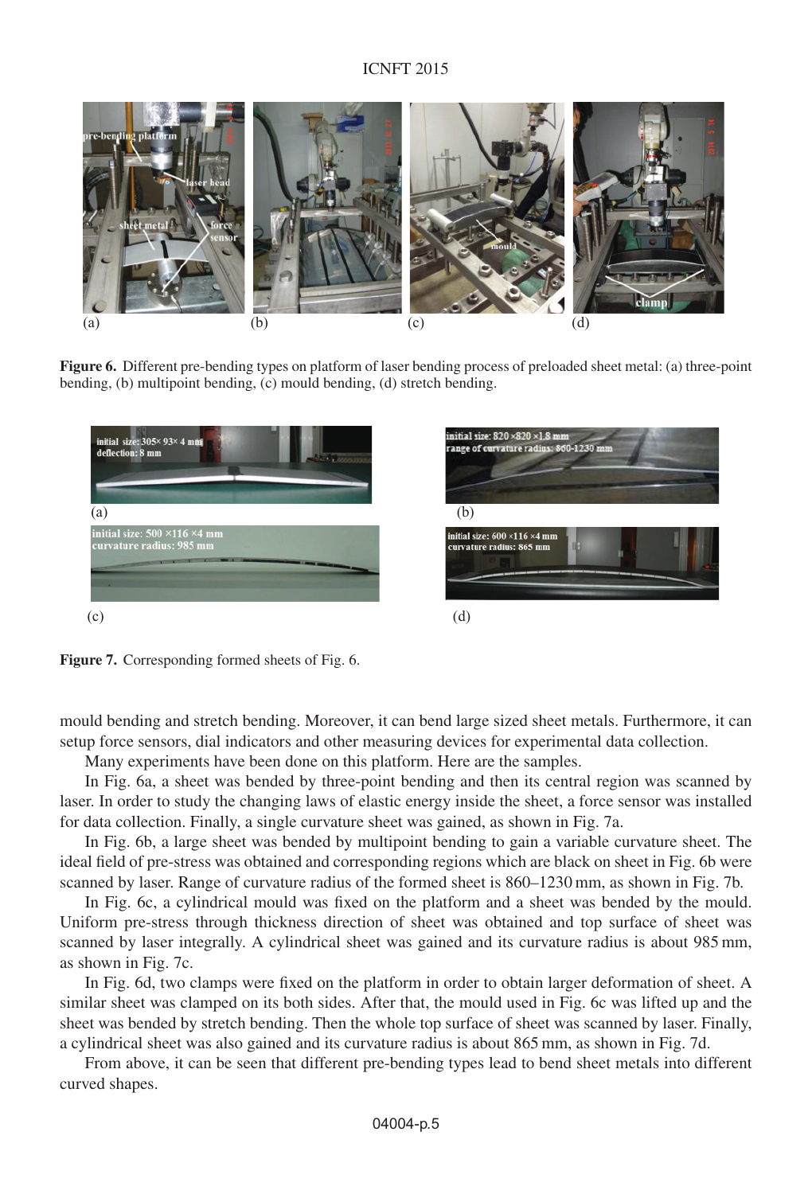Figure 6. Different pre-bending types on platform of laser bending process of preloaded sheet metal: (a) three-point bending, (b) multipoint bending, (c) mould bending, (d) stretch bending.

Figure 7. Corresponding formed sheets of Fig. 6.

mould bending and stretch bending. Moreover, it can bend large sized sheet metals. Furthermore, it can setup force sensors, dial indicators and other measuring devices for experimental data collection.

Many experiments have been done on this platform. Here are the samples.

In Fig. 6a, a sheet was bended by three-point bending and then its central region was scanned by laser. In order to study the changing laws of elastic energy inside the sheet, a force sensor was installed for data collection. Finally, a single curvature sheet was gained, as shown in Fig. 7a.

In Fig. 6b, a large sheet was bended by multipoint bending to gain a variable curvature sheet. The ideal field of pre-stress was obtained and corresponding regions which are black on sheet in Fig. 6b were scanned by laser. Range of curvature radius of the formed sheet is 860–1230 mm, as shown in Fig. 7b.

In Fig. 6c, a cylindrical mould was fixed on the platform and a sheet was bended by the mould. Uniform pre-stress through thickness direction of sheet was obtained and top surface of sheet was scanned by laser integrally. A cylindrical sheet was gained and its curvature radius is about 985 mm, as shown in Fig. 7c.

In Fig. 6d, two clamps were fixed on the platform in order to obtain larger deformation of sheet. A similar sheet was clamped on its both sides. After that, the mould used in Fig. 6c was lifted up and the sheet was bended by stretch bending. Then the whole top surface of sheet was scanned by laser. Finally, a cylindrical sheet was also gained and its curvature radius is about 865 mm, as shown in Fig. 7d.

From above, it can be seen that different pre-bending types lead to bend sheet metals into different curved shapes.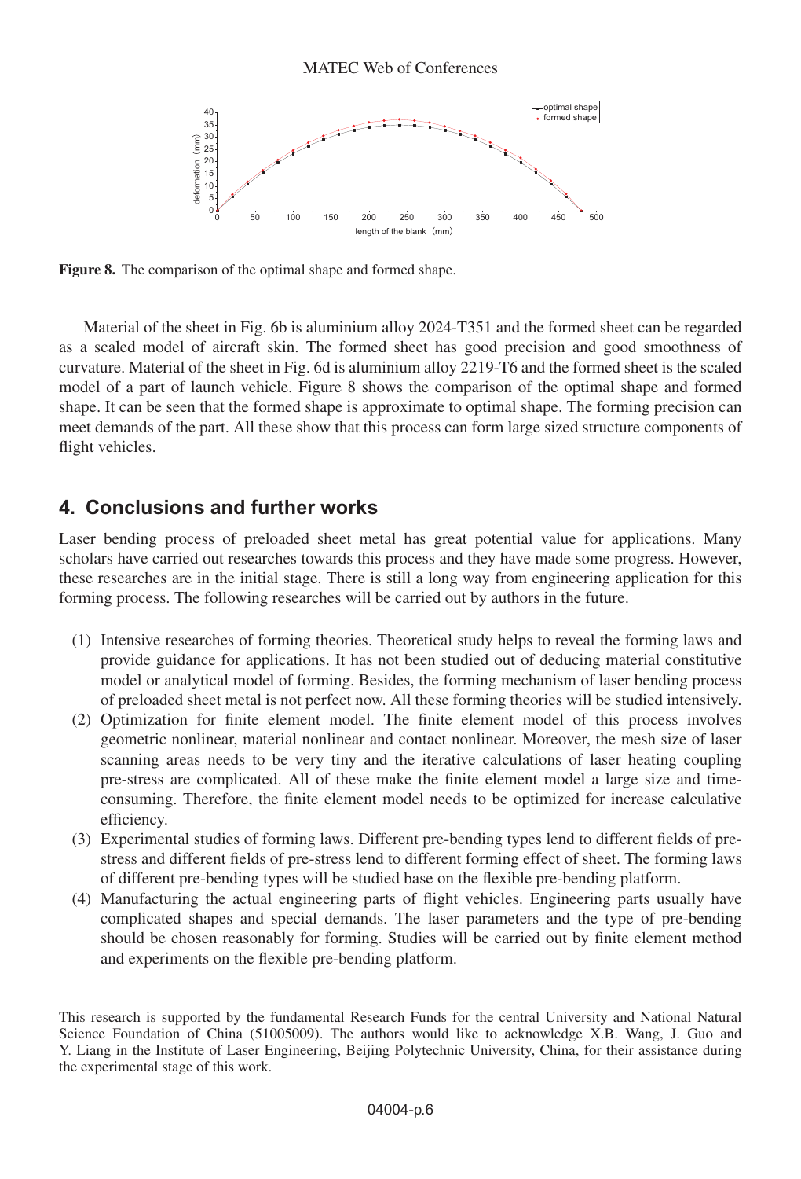Figure 8. The comparison of the optimal shape and formed shape.

Material of the sheet in Fig. 6b is aluminium alloy 2024-T351 and the formed sheet can be regarded as a scaled model of aircraft skin. The formed sheet has good precision and good smoothness of curvature. Material of the sheet in Fig. 6d is aluminium alloy 2219-T6 and the formed sheet is the scaled model of a part of launch vehicle. Figure 8 shows the comparison of the optimal shape and formed shape. It can be seen that the formed shape is approximate to optimal shape. The forming precision can meet demands of the part. All these show that this process can form large sized structure components of flight vehicles.

## 4. Conclusions and further works

Laser bending process of preloaded sheet metal has great potential value for applications. Many scholars have carried out researches towards this process and they have made some progress. However, these researches are in the initial stage. There is still a long way from engineering application for this forming process. The following researches will be carried out by authors in the future.

(1) Intensive researches of forming theories. Theoretical study helps to reveal the forming laws and provide guidance for applications. It has not been studied out of deducing material constitutive model or analytical model of forming. Besides, the forming mechanism of laser bending process of preloaded sheet metal is not perfect now. All these forming theories will be studied intensively.

(2) Optimization for finite element model. The finite element model of this process involves geometric nonlinear, material nonlinear and contact nonlinear. Moreover, the mesh size of laser scanning areas needs to be very tiny and the iterative calculations of laser heating coupling pre-stress are complicated. All of these make the finite element model a large size and time-consuming. Therefore, the finite element model needs to be optimized for increase calculative efficiency.

(3) Experimental studies of forming laws. Different pre-bending types lend to different fields of pre-stress and different fields of pre-stress lend to different forming effect of sheet. The forming laws of different pre-bending types will be studied base on the flexible pre-bending platform.

(4) Manufacturing the actual engineering parts of flight vehicles. Engineering parts usually have complicated shapes and special demands. The laser parameters and the type of pre-bending should be chosen reasonably for forming. Studies will be carried out by finite element method and experiments on the flexible pre-bending platform.

This research is supported by the fundamental Research Funds for the central University and National Natural Science Foundation of China (51005009). The authors would like to acknowledge X.B. Wang, J. Guo and Y. Liang in the Institute of Laser Engineering, Beijing Polytechnic University, China, for their assistance during the experimental stage of this work.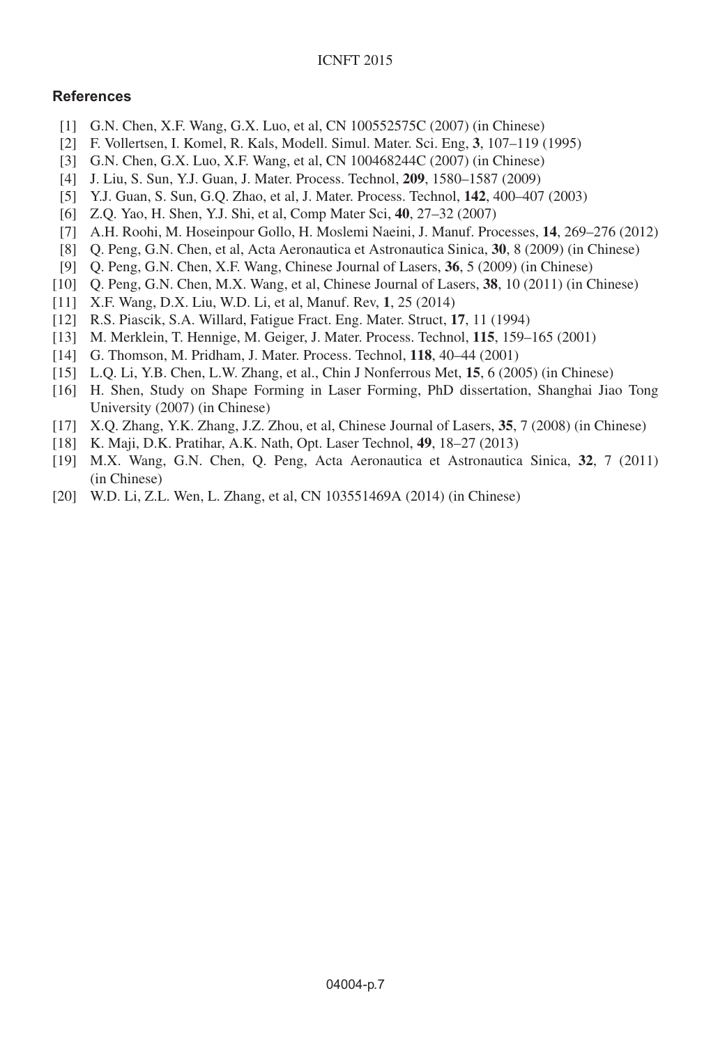## References

[1] G.N. Chen, X.F. Wang, G.X. Luo, et al, CN 100552575C (2007) (in Chinese)
[2] F. Vollertsen, I. Komel, R. Kals, Modell. Simul. Mater. Sci. Eng, **3**, 107–119 (1995)
[3] G.N. Chen, G.X. Luo, X.F. Wang, et al, CN 100468244C (2007) (in Chinese)
[4] J. Liu, S. Sun, Y.J. Guan, J. Mater. Process. Technol, **209**, 1580–1587 (2009)
[5] Y.J. Guan, S. Sun, G.Q. Zhao, et al, J. Mater. Process. Technol, **142**, 400–407 (2003)
[6] Z.Q. Yao, H. Shen, Y.J. Shi, et al, Comp Mater Sci, **40**, 27–32 (2007)
[7] A.H. Roohi, M. Hoseinpour Gollo, H. Moslemi Naeini, J. Manuf. Processes, **14**, 269–276 (2012)
[8] Q. Peng, G.N. Chen, et al, Acta Aeronautica et Astronautica Sinica, **30**, 8 (2009) (in Chinese)
[9] Q. Peng, G.N. Chen, X.F. Wang, Chinese Journal of Lasers, **36**, 5 (2009) (in Chinese)
[10] Q. Peng, G.N. Chen, M.X. Wang, et al, Chinese Journal of Lasers, **38**, 10 (2011) (in Chinese)
[11] X.F. Wang, D.X. Liu, W.D. Li, et al, Manuf. Rev, **1**, 25 (2014)
[12] R.S. Piascik, S.A. Willard, Fatigue Fract. Eng. Mater. Struct, **17**, 11 (1994)
[13] M. Merklein, T. Hennige, M. Geiger, J. Mater. Process. Technol, **115**, 159–165 (2001)
[14] G. Thomson, M. Pridham, J. Mater. Process. Technol, **118**, 40–44 (2001)
[15] L.Q. Li, Y.B. Chen, L.W. Zhang, et al., Chin J Nonferrous Met, **15**, 6 (2005) (in Chinese)
[16] H. Shen, Study on Shape Forming in Laser Forming, PhD dissertation, Shanghai Jiao Tong University (2007) (in Chinese)
[17] X.Q. Zhang, Y.K. Zhang, J.Z. Zhou, et al, Chinese Journal of Lasers, **35**, 7 (2008) (in Chinese)
[18] K. Maji, D.K. Pratihar, A.K. Nath, Opt. Laser Technol, **49**, 18–27 (2013)
[19] M.X. Wang, G.N. Chen, Q. Peng, Acta Aeronautica et Astronautica Sinica, **32**, 7 (2011) (in Chinese)
[20] W.D. Li, Z.L. Wen, L. Zhang, et al, CN 103551469A (2014) (in Chinese)